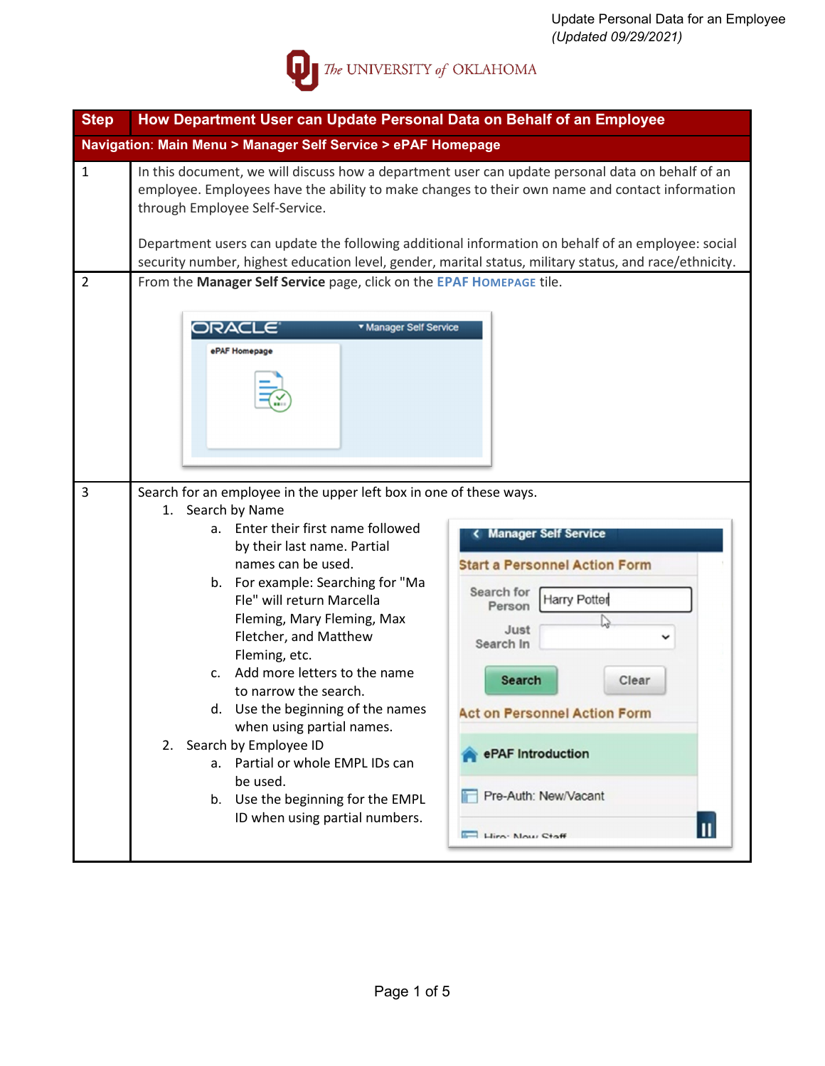Update Personal Data for an Employee
*(Updated 09/29/2021)*

The UNIVERSITY of OKLAHOMA

| Step | How Department User can Update Personal Data on Behalf of an Employee |
|---|---|
| **Navigation**: Main Menu > Manager Self Service > ePAF Homepage | |
| 1 | In this document, we will discuss how a department user can update personal data on behalf of an employee. Employees have the ability to make changes to their own name and contact information through Employee Self-Service.<br><br>Department users can update the following additional information on behalf of an employee: social security number, highest education level, gender, marital status, military status, and race/ethnicity. |
| 2 | From the **Manager Self Service** page, click on the **EPAF HOMEPAGE** tile. |
| 3 | Search for an employee in the upper left box in one of these ways:<br>1. Search by Name<br>a. Enter their first name followed by their last name. Partial names can be used.<br>b. For example: Searching for "Ma Fle" will return Marcella Fleming, Mary Fleming, Max Fletcher, and Matthew Fleming, etc.<br>c. Add more letters to the name to narrow the search.<br>d. Use the beginning of the names when using partial names.<br>2. Search by Employee ID<br>a. Partial or whole EMPL IDs can be used.<br>b. Use the beginning for the EMPL ID when using partial numbers. |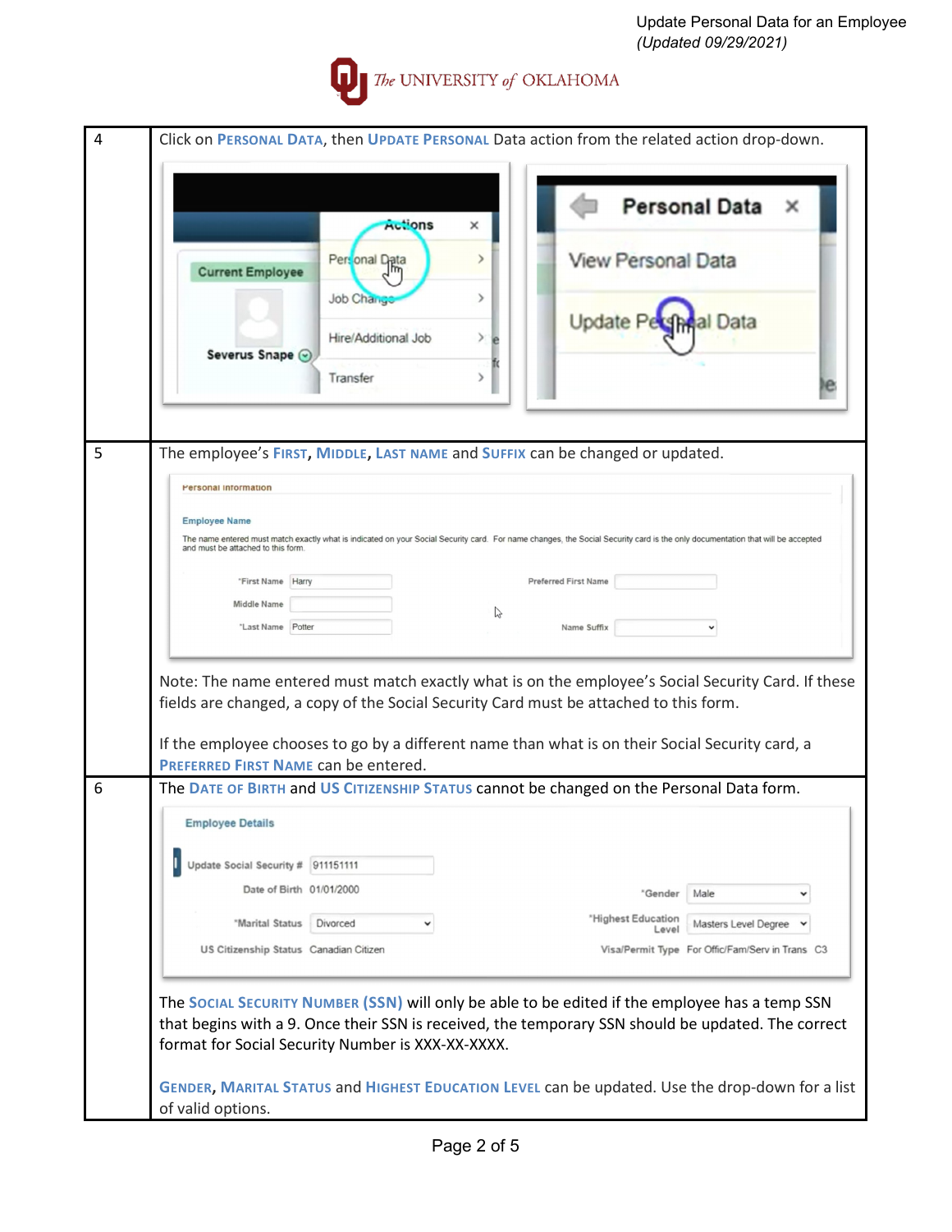| | |
|---|---|
| 4 | Click on **Personal Data**, then **Update Personal** Data action from the related action drop-down. |
| 5 | The employee's **First**, **Middle**, **Last Name** and **Suffix** can be changed or updated.<br><br>Note: The name entered must match exactly what is on the employee's Social Security Card. If these fields are changed, a copy of the Social Security Card must be attached to this form.<br><br>If the employee chooses to go by a different name than what is on their Social Security card, a **Preferred First Name** can be entered. |
| 6 | The **Date of Birth** and **US Citizenship Status** cannot be changed on the Personal Data form.<br><br>The **Social Security Number (SSN)** will only be able to be edited if the employee has a temp SSN that begins with a 9. Once their SSN is received, the temporary SSN should be updated. The correct format for Social Security Number is XXX-XX-XXXX.<br><br>**Gender**, **Marital Status** and **Highest Education Level** can be updated. Use the drop-down for a list of valid options. |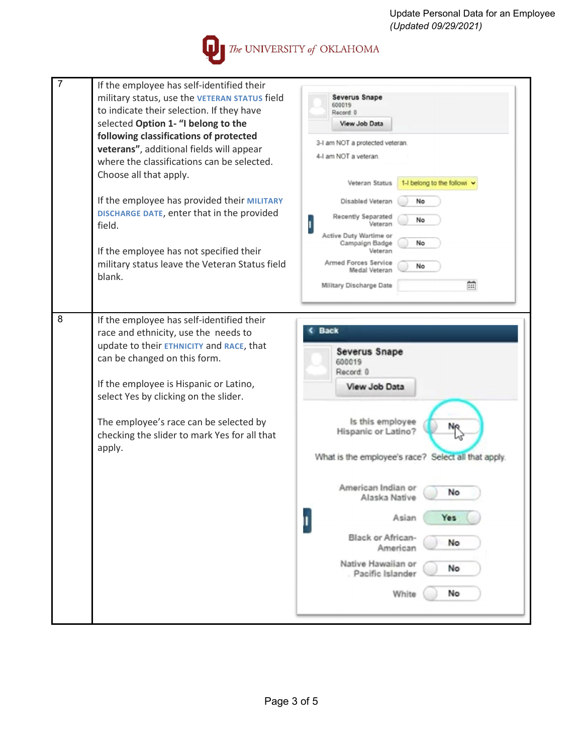| | | |
|---|---|---|
| 7 | If the employee has self-identified their military status, use the **VETERAN STATUS** field to indicate their selection. If they have selected **Option 1- "I belong to the following classifications of protected veterans"**, additional fields will appear where the classifications can be selected. Choose all that apply.<br><br>If the employee has provided their **MILITARY DISCHARGE DATE**, enter that in the provided field.<br><br>If the employee has not specified their military status leave the Veteran Status field blank. | |
| 8 | If the employee has self-identified their race and ethnicity, use the needs to update to their **ETHNICITY** and **RACE**, that can be changed on this form.<br><br>If the employee is Hispanic or Latino, select Yes by clicking on the slider.<br><br>The employee's race can be selected by checking the slider to mark Yes for all that apply. | |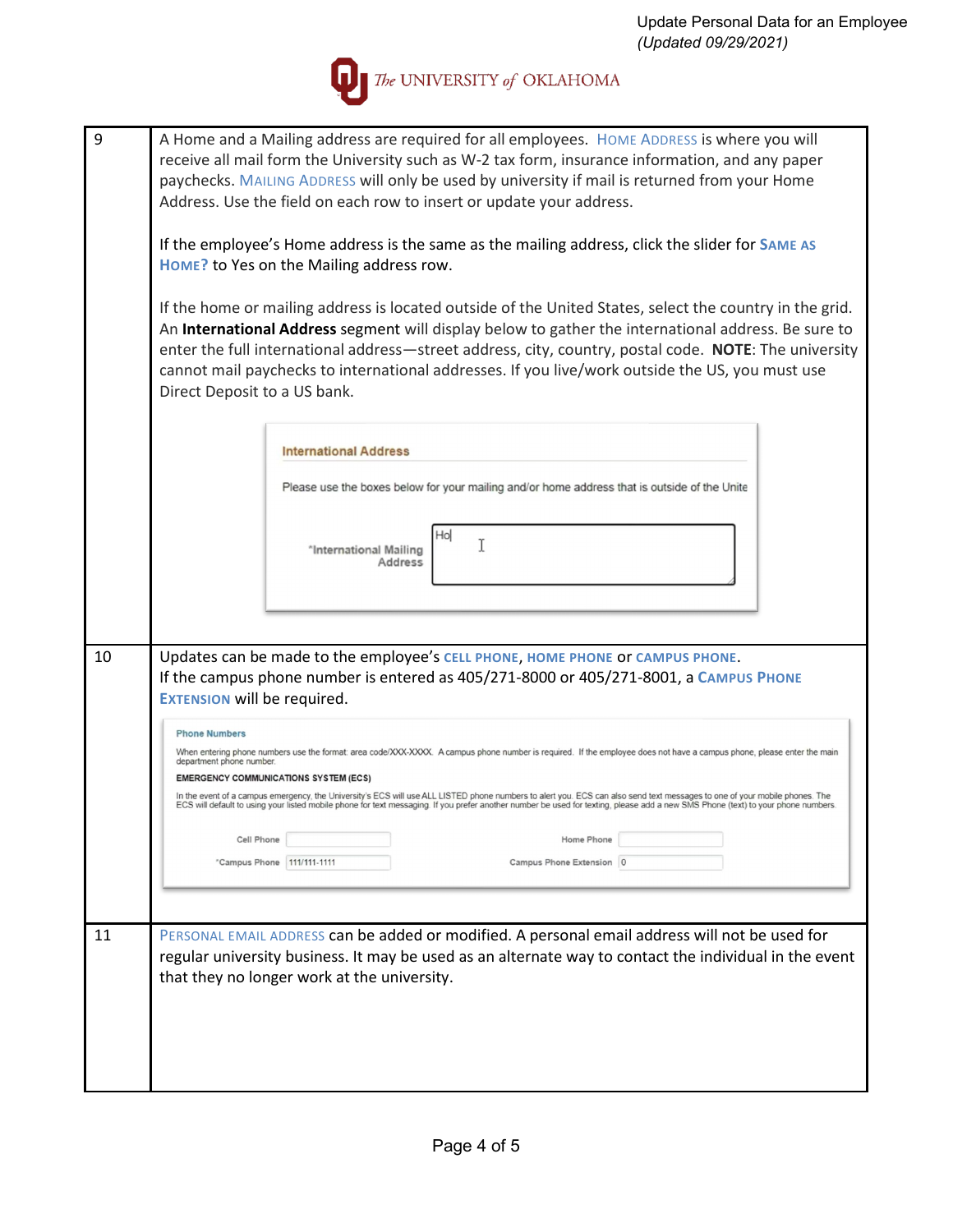| | |
|---|---|
| 9 | A Home and a Mailing address are required for all employees. HOME ADDRESS is where you will receive all mail form the University such as W-2 tax form, insurance information, and any paper paychecks. MAILING ADDRESS will only be used by university if mail is returned from your Home Address. Use the field on each row to insert or update your address.<br><br>If the employee's Home address is the same as the mailing address, click the slider for **SAME AS HOME?** to Yes on the Mailing address row.<br><br>If the home or mailing address is located outside of the United States, select the country in the grid. An **International Address** segment will display below to gather the international address. Be sure to enter the full international address—street address, city, country, postal code. **NOTE**: The university cannot mail paychecks to international addresses. If you live/work outside the US, you must use Direct Deposit to a US bank.<br><br>International Address<br>Please use the boxes below for your mailing and/or home address that is outside of the Unite<br>*International Mailing Address: Ho |
| 10 | Updates can be made to the employee's **CELL PHONE**, **HOME PHONE** or **CAMPUS PHONE**.<br>If the campus phone number is entered as 405/271-8000 or 405/271-8001, a **CAMPUS PHONE EXTENSION** will be required.<br><br>Phone Numbers<br>When entering phone numbers use the format: area code/XXX-XXXX. A campus phone number is required. If the employee does not have a campus phone, please enter the main department phone number.<br>EMERGENCY COMMUNICATIONS SYSTEM (ECS)<br>In the event of a campus emergency, the University's ECS will use ALL LISTED phone numbers to alert you. ECS can also send text messages to one of your mobile phones. The ECS will default to using your listed mobile phone for text messaging. If you prefer another number be used for texting, please add a new SMS Phone (text) to your phone numbers.<br>Cell Phone: / Home Phone:<br>*Campus Phone: 111/111-1111 / Campus Phone Extension: 0 |
| 11 | PERSONAL EMAIL ADDRESS can be added or modified. A personal email address will not be used for regular university business. It may be used as an alternate way to contact the individual in the event that they no longer work at the university. |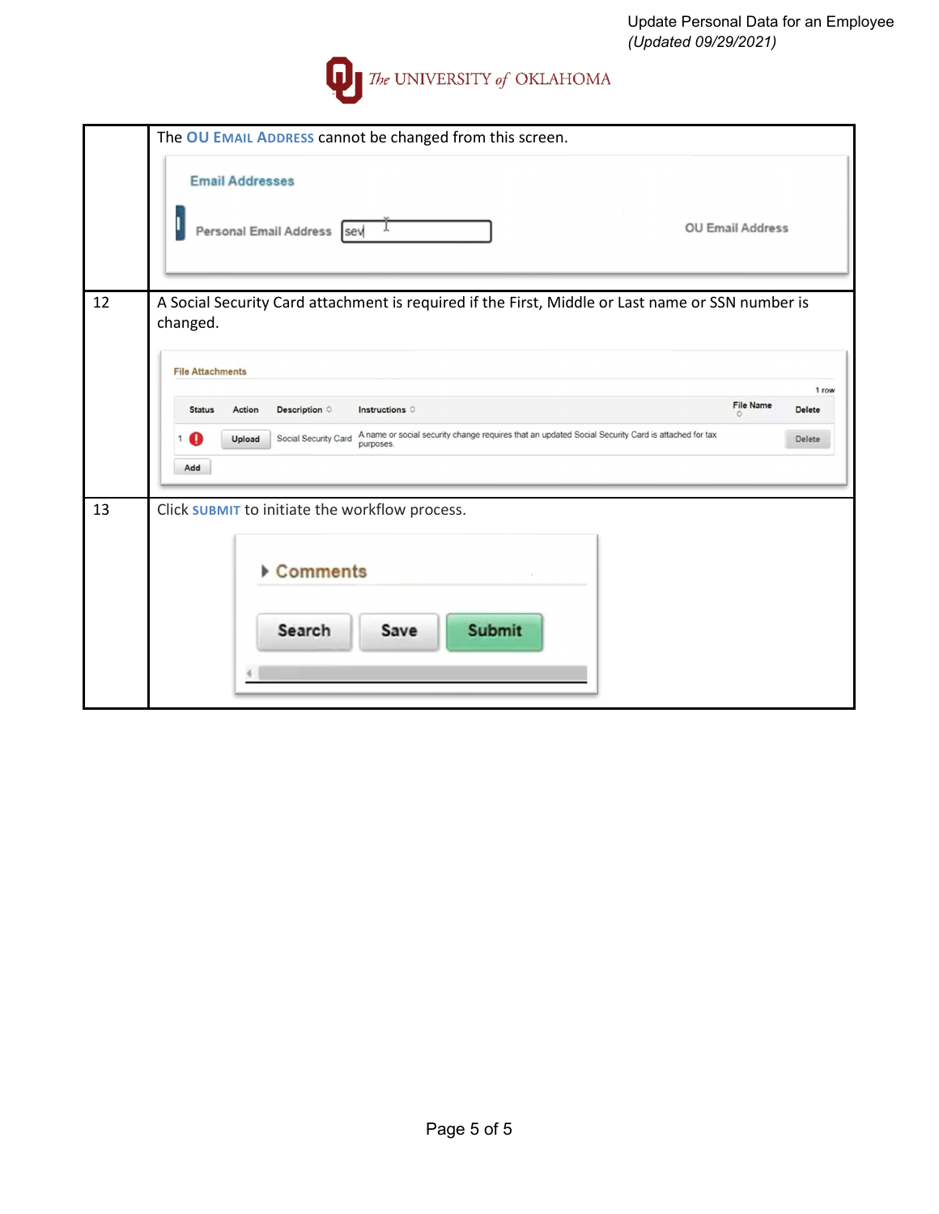| | |
|---|---|
| | The **OU Email Address** cannot be changed from this screen. |
| 12 | A Social Security Card attachment is required if the First, Middle or Last name or SSN number is changed. |
| 13 | Click **SUBMIT** to initiate the workflow process. |